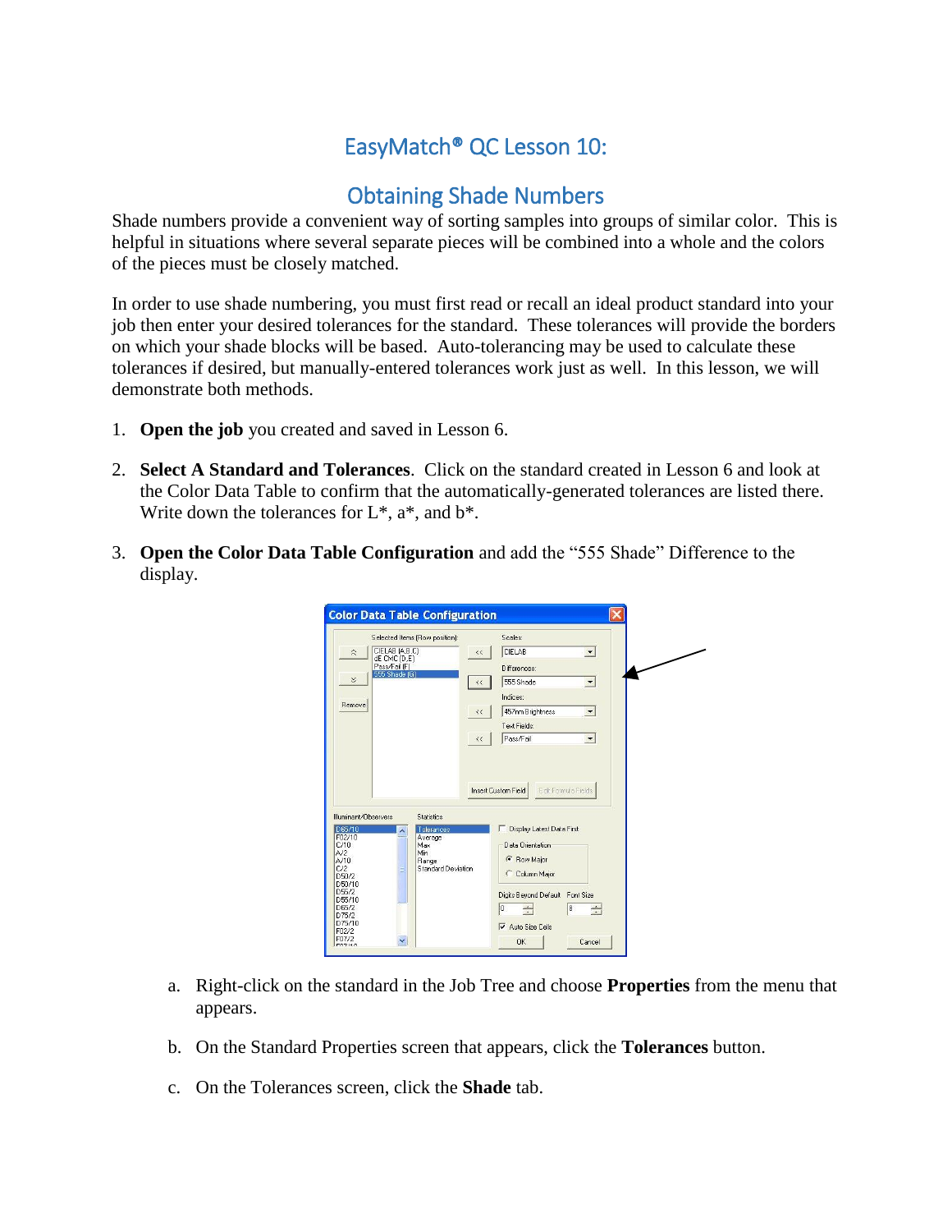# EasyMatch® QC Lesson 10:

## Obtaining Shade Numbers

Shade numbers provide a convenient way of sorting samples into groups of similar color. This is helpful in situations where several separate pieces will be combined into a whole and the colors of the pieces must be closely matched.

In order to use shade numbering, you must first read or recall an ideal product standard into your job then enter your desired tolerances for the standard. These tolerances will provide the borders on which your shade blocks will be based. Auto-tolerancing may be used to calculate these tolerances if desired, but manually-entered tolerances work just as well. In this lesson, we will demonstrate both methods.

1. **Open the job** you created and saved in Lesson 6.

2. **Select A Standard and Tolerances**. Click on the standard created in Lesson 6 and look at the Color Data Table to confirm that the automatically-generated tolerances are listed there. Write down the tolerances for L*, a*, and b*.

3. **Open the Color Data Table Configuration** and add the "555 Shade" Difference to the display.

   a. Right-click on the standard in the Job Tree and choose **Properties** from the menu that appears.

   b. On the Standard Properties screen that appears, click the **Tolerances** button.

   c. On the Tolerances screen, click the **Shade** tab.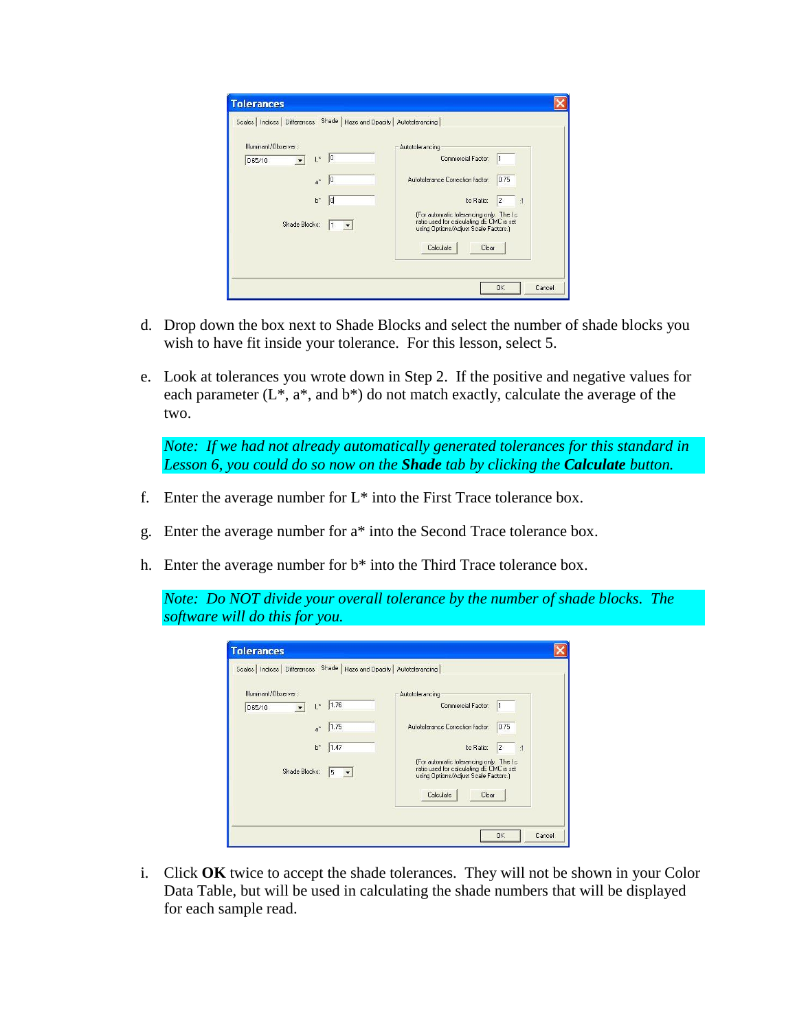d. Drop down the box next to Shade Blocks and select the number of shade blocks you wish to have fit inside your tolerance. For this lesson, select 5.

e. Look at tolerances you wrote down in Step 2. If the positive and negative values for each parameter (L*, a*, and b*) do not match exactly, calculate the average of the two.

*Note: If we had not already automatically generated tolerances for this standard in Lesson 6, you could do so now on the **Shade** tab by clicking the **Calculate** button.*

f. Enter the average number for L* into the First Trace tolerance box.

g. Enter the average number for a* into the Second Trace tolerance box.

h. Enter the average number for b* into the Third Trace tolerance box.

*Note: Do NOT divide your overall tolerance by the number of shade blocks. The software will do this for you.*

i. Click **OK** twice to accept the shade tolerances. They will not be shown in your Color Data Table, but will be used in calculating the shade numbers that will be displayed for each sample read.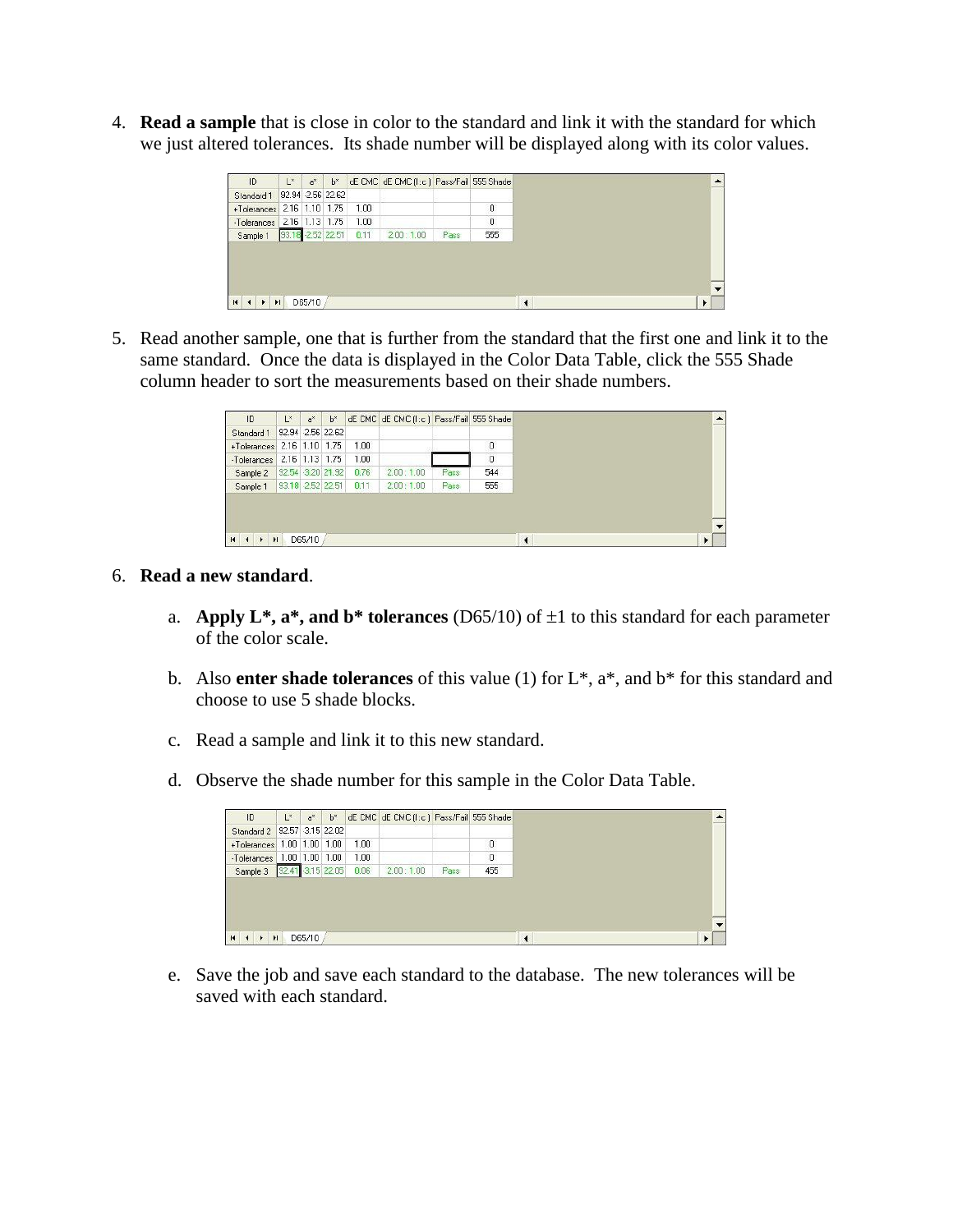4. **Read a sample** that is close in color to the standard and link it with the standard for which we just altered tolerances. Its shade number will be displayed along with its color values.

| ID | L* | a* | b* | dE CMC | dE CMC (l:c) | Pass/Fail | 555 Shade |
|---|---|---|---|---|---|---|---|
| Standard 1 | 92.94 | -2.56 | 22.62 | | | | |
| +Tolerances | 2.16 | 1.10 | 1.75 | 1.00 | | | 0 |
| -Tolerances | 2.16 | 1.13 | 1.75 | 1.00 | | | 0 |
| Sample 1 | 93.18 | -2.52 | 22.51 | 0.11 | 2.00 : 1.00 | Pass | 555 |

D65/10

5. Read another sample, one that is further from the standard that the first one and link it to the same standard. Once the data is displayed in the Color Data Table, click the 555 Shade column header to sort the measurements based on their shade numbers.

| ID | L* | a* | b* | dE CMC | dE CMC (l:c) | Pass/Fail | 555 Shade |
|---|---|---|---|---|---|---|---|
| Standard 1 | 92.94 | -2.56 | 22.62 | | | | |
| +Tolerances | 2.16 | 1.10 | 1.75 | 1.00 | | | 0 |
| -Tolerances | 2.16 | 1.13 | 1.75 | 1.00 | | | 0 |
| Sample 2 | 92.54 | -3.20 | 21.92 | 0.76 | 2.00 : 1.00 | Pass | 544 |
| Sample 1 | 93.18 | -2.52 | 22.51 | 0.11 | 2.00 : 1.00 | Pass | 555 |

D65/10

6. **Read a new standard**.

   a. **Apply L\*, a\*, and b\* tolerances** (D65/10) of ±1 to this standard for each parameter of the color scale.

   b. Also **enter shade tolerances** of this value (1) for L*, a*, and b* for this standard and choose to use 5 shade blocks.

   c. Read a sample and link it to this new standard.

   d. Observe the shade number for this sample in the Color Data Table.

| ID | L* | a* | b* | dE CMC | dE CMC (l:c) | Pass/Fail | 555 Shade |
|---|---|---|---|---|---|---|---|
| Standard 2 | 92.57 | -3.15 | 22.02 | | | | |
| +Tolerances | 1.00 | 1.00 | 1.00 | 1.00 | | | 0 |
| -Tolerances | 1.00 | 1.00 | 1.00 | 1.00 | | | 0 |
| Sample 3 | 92.41 | -3.15 | 22.05 | 0.06 | 2.00 : 1.00 | Pass | 455 |

D65/10

   e. Save the job and save each standard to the database. The new tolerances will be saved with each standard.